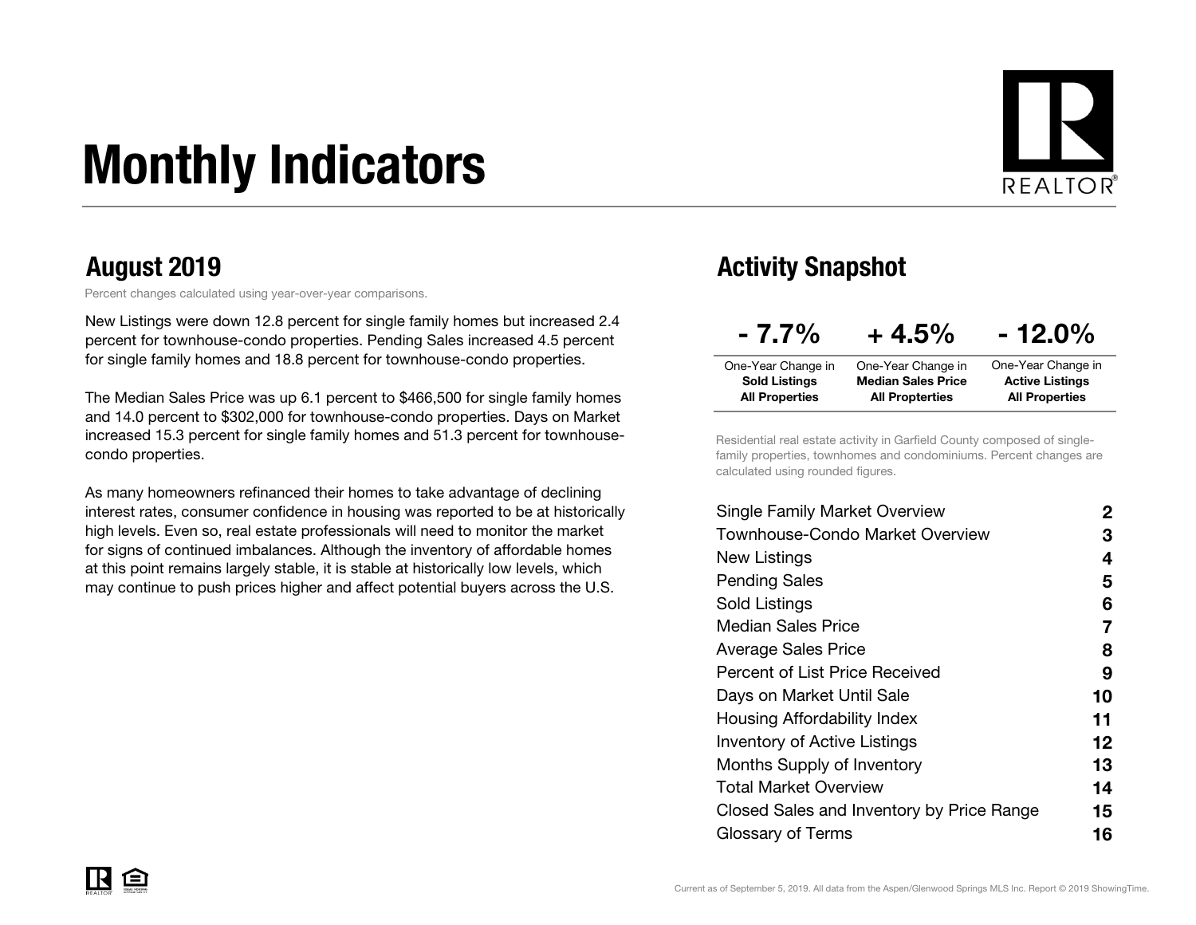# Monthly Indicators

## August 2019

Percent changes calculated using year-over-year comparisons.

New Listings were down 12.8 percent for single family homes but increased 2.4 percent for townhouse-condo properties. Pending Sales increased 4.5 percent for single family homes and 18.8 percent for townhouse-condo properties.

The Median Sales Price was up 6.1 percent to $466,500 for single family homes and 14.0 percent to $302,000 for townhouse-condo properties. Days on Market increased 15.3 percent for single family homes and 51.3 percent for townhouse-condo properties.

As many homeowners refinanced their homes to take advantage of declining interest rates, consumer confidence in housing was reported to be at historically high levels. Even so, real estate professionals will need to monitor the market for signs of continued imbalances. Although the inventory of affordable homes at this point remains largely stable, it is stable at historically low levels, which may continue to push prices higher and affect potential buyers across the U.S.

## Activity Snapshot

| - 7.7% | + 4.5% | - 12.0% |
|---|---|---|
| One-Year Change in **Sold Listings All Properties** | One-Year Change in **Median Sales Price All Properties** | One-Year Change in **Active Listings All Properties** |

Residential real estate activity in Garfield County composed of single-family properties, townhomes and condominiums. Percent changes are calculated using rounded figures.

| | |
|---|---|
| Single Family Market Overview | 2 |
| Townhouse-Condo Market Overview | 3 |
| New Listings | 4 |
| Pending Sales | 5 |
| Sold Listings | 6 |
| Median Sales Price | 7 |
| Average Sales Price | 8 |
| Percent of List Price Received | 9 |
| Days on Market Until Sale | 10 |
| Housing Affordability Index | 11 |
| Inventory of Active Listings | 12 |
| Months Supply of Inventory | 13 |
| Total Market Overview | 14 |
| Closed Sales and Inventory by Price Range | 15 |
| Glossary of Terms | 16 |

Current as of September 5, 2019. All data from the Aspen/Glenwood Springs MLS Inc. Report © 2019 ShowingTime.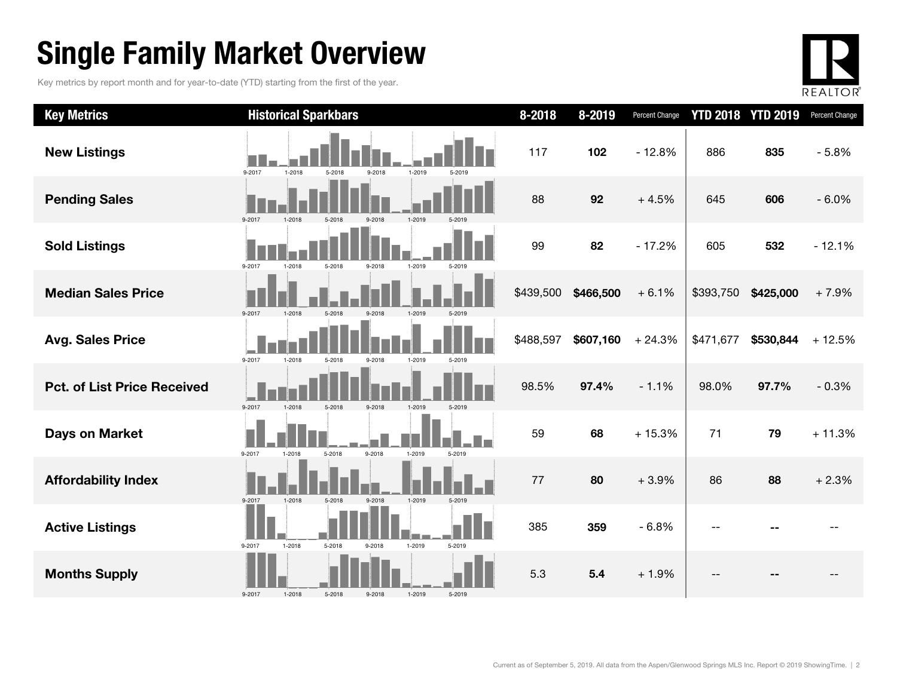# Single Family Market Overview

Key metrics by report month and for year-to-date (YTD) starting from the first of the year.

| Key Metrics | Historical Sparkbars | 8-2018 | 8-2019 | Percent Change | YTD 2018 | YTD 2019 | Percent Change |
|---|---|---|---|---|---|---|---|
| **New Listings** | 9-2017 1-2018 5-2018 9-2018 1-2019 5-2019 | 117 | **102** | - 12.8% | 886 | **835** | - 5.8% |
| **Pending Sales** | 9-2017 1-2018 5-2018 9-2018 1-2019 5-2019 | 88 | **92** | + 4.5% | 645 | **606** | - 6.0% |
| **Sold Listings** | 9-2017 1-2018 5-2018 9-2018 1-2019 5-2019 | 99 | **82** | - 17.2% | 605 | **532** | - 12.1% |
| **Median Sales Price** | 9-2017 1-2018 5-2018 9-2018 1-2019 5-2019 | $439,500 | **$466,500** | + 6.1% | $393,750 | **$425,000** | + 7.9% |
| **Avg. Sales Price** | 9-2017 1-2018 5-2018 9-2018 1-2019 5-2019 | $488,597 | **$607,160** | + 24.3% | $471,677 | **$530,844** | + 12.5% |
| **Pct. of List Price Received** | 9-2017 1-2018 5-2018 9-2018 1-2019 5-2019 | 98.5% | **97.4%** | - 1.1% | 98.0% | **97.7%** | - 0.3% |
| **Days on Market** | 9-2017 1-2018 5-2018 9-2018 1-2019 5-2019 | 59 | **68** | + 15.3% | 71 | **79** | + 11.3% |
| **Affordability Index** | 9-2017 1-2018 5-2018 9-2018 1-2019 5-2019 | 77 | **80** | + 3.9% | 86 | **88** | + 2.3% |
| **Active Listings** | 9-2017 1-2018 5-2018 9-2018 1-2019 5-2019 | 385 | **359** | - 6.8% | -- | **--** | -- |
| **Months Supply** | 9-2017 1-2018 5-2018 9-2018 1-2019 5-2019 | 5.3 | **5.4** | + 1.9% | -- | **--** | -- |

Current as of September 5, 2019. All data from the Aspen/Glenwood Springs MLS Inc. Report © 2019 ShowingTime.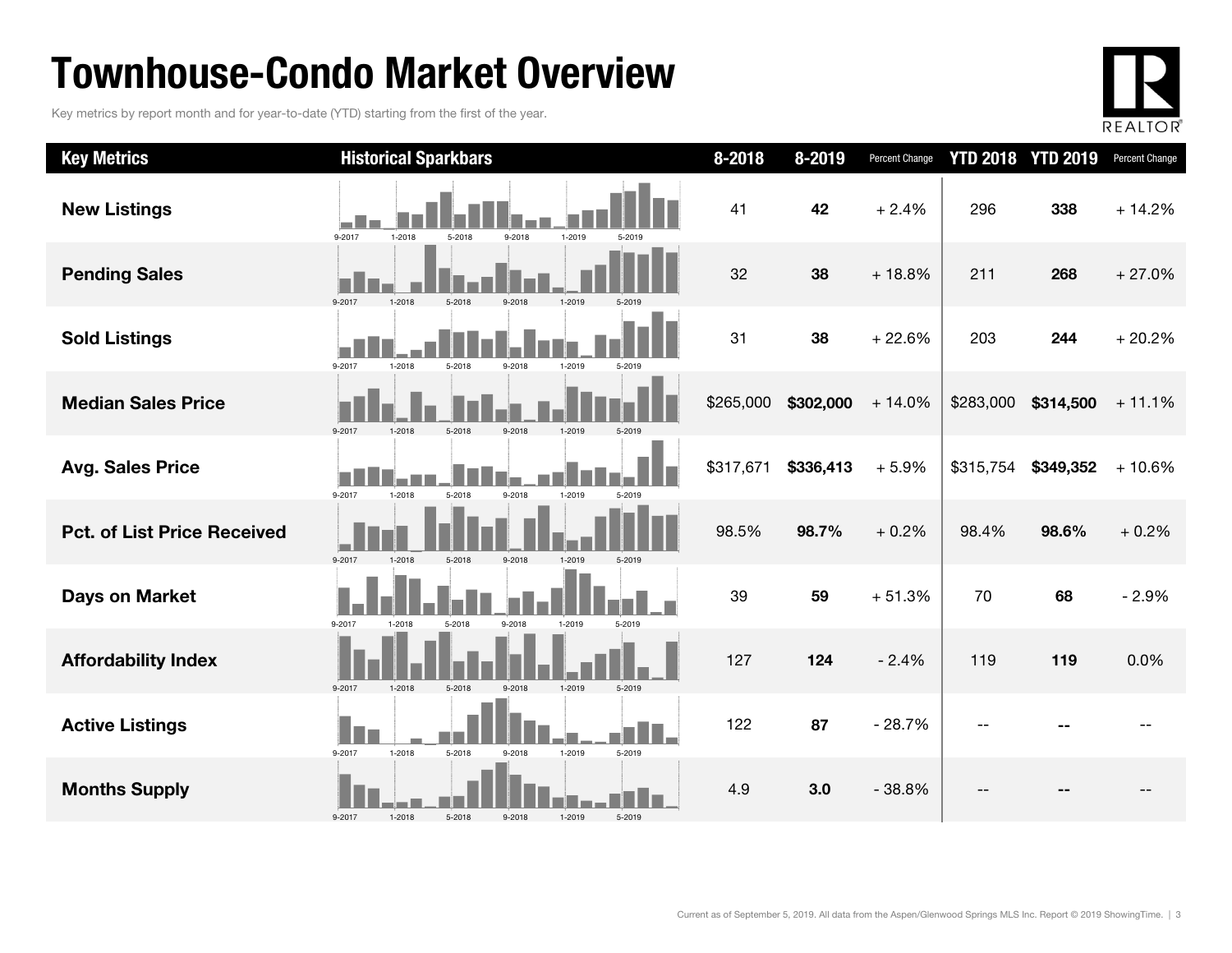# Townhouse-Condo Market Overview

Key metrics by report month and for year-to-date (YTD) starting from the first of the year.

| Key Metrics | Historical Sparkbars | 8-2018 | 8-2019 | Percent Change | YTD 2018 | YTD 2019 | Percent Change |
|---|---|---|---|---|---|---|---|
| **New Listings** | 9-2017 1-2018 5-2018 9-2018 1-2019 5-2019 | 41 | **42** | + 2.4% | 296 | **338** | + 14.2% |
| **Pending Sales** | 9-2017 1-2018 5-2018 9-2018 1-2019 5-2019 | 32 | **38** | + 18.8% | 211 | **268** | + 27.0% |
| **Sold Listings** | 9-2017 1-2018 5-2018 9-2018 1-2019 5-2019 | 31 | **38** | + 22.6% | 203 | **244** | + 20.2% |
| **Median Sales Price** | 9-2017 1-2018 5-2018 9-2018 1-2019 5-2019 | $265,000 | **$302,000** | + 14.0% | $283,000 | **$314,500** | + 11.1% |
| **Avg. Sales Price** | 9-2017 1-2018 5-2018 9-2018 1-2019 5-2019 | $317,671 | **$336,413** | + 5.9% | $315,754 | **$349,352** | + 10.6% |
| **Pct. of List Price Received** | 9-2017 1-2018 5-2018 9-2018 1-2019 5-2019 | 98.5% | **98.7%** | + 0.2% | 98.4% | **98.6%** | + 0.2% |
| **Days on Market** | 9-2017 1-2018 5-2018 9-2018 1-2019 5-2019 | 39 | **59** | + 51.3% | 70 | **68** | - 2.9% |
| **Affordability Index** | 9-2017 1-2018 5-2018 9-2018 1-2019 5-2019 | 127 | **124** | - 2.4% | 119 | **119** | 0.0% |
| **Active Listings** | 9-2017 1-2018 5-2018 9-2018 1-2019 5-2019 | 122 | **87** | - 28.7% | -- | **--** | -- |
| **Months Supply** | 9-2017 1-2018 5-2018 9-2018 1-2019 5-2019 | 4.9 | **3.0** | - 38.8% | -- | **--** | -- |

Current as of September 5, 2019. All data from the Aspen/Glenwood Springs MLS Inc. Report © 2019 ShowingTime.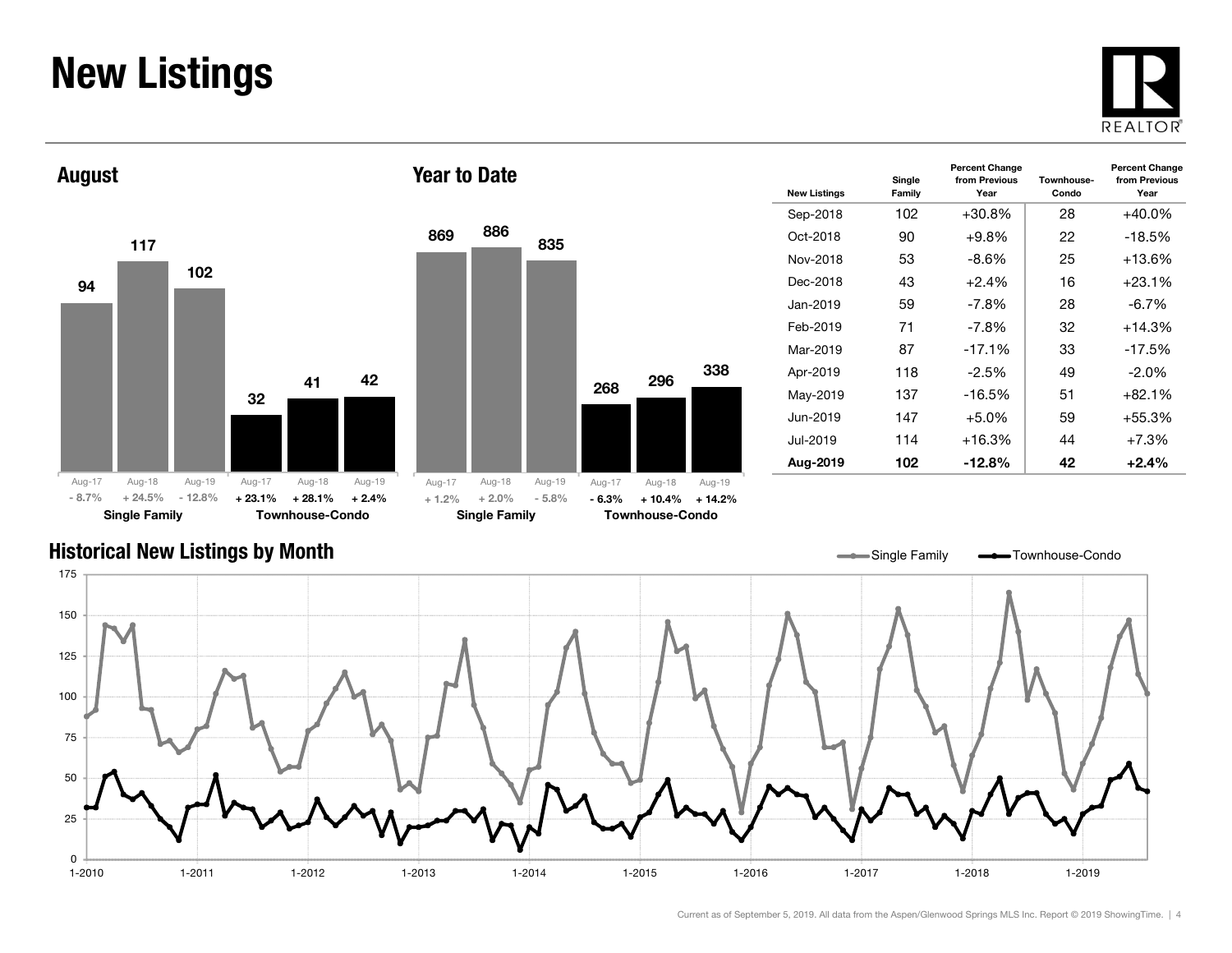# New Listings

## August

| | Aug-17 | Aug-18 | Aug-19 |
|---|---|---|---|
| Single Family | 94 | 117 | 102 |
| Percent Change | - 8.7% | + 24.5% | - 12.8% |
| Townhouse-Condo | 32 | 41 | 42 |
| Percent Change | + 23.1% | + 28.1% | + 2.4% |

## Year to Date

| | Aug-17 | Aug-18 | Aug-19 |
|---|---|---|---|
| Single Family | 869 | 886 | 835 |
| Percent Change | + 1.2% | + 2.0% | - 5.8% |
| Townhouse-Condo | 268 | 296 | 338 |
| Percent Change | - 6.3% | + 10.4% | + 14.2% |

| New Listings | Single Family | Percent Change from Previous Year | Townhouse-Condo | Percent Change from Previous Year |
|---|---|---|---|---|
| Sep-2018 | 102 | +30.8% | 28 | +40.0% |
| Oct-2018 | 90 | +9.8% | 22 | -18.5% |
| Nov-2018 | 53 | -8.6% | 25 | +13.6% |
| Dec-2018 | 43 | +2.4% | 16 | +23.1% |
| Jan-2019 | 59 | -7.8% | 28 | -6.7% |
| Feb-2019 | 71 | -7.8% | 32 | +14.3% |
| Mar-2019 | 87 | -17.1% | 33 | -17.5% |
| Apr-2019 | 118 | -2.5% | 49 | -2.0% |
| May-2019 | 137 | -16.5% | 51 | +82.1% |
| Jun-2019 | 147 | +5.0% | 59 | +55.3% |
| Jul-2019 | 114 | +16.3% | 44 | +7.3% |
| **Aug-2019** | **102** | **-12.8%** | **42** | **+2.4%** |

## Historical New Listings by Month

Single Family — Townhouse-Condo

Current as of September 5, 2019. All data from the Aspen/Glenwood Springs MLS Inc. Report © 2019 ShowingTime.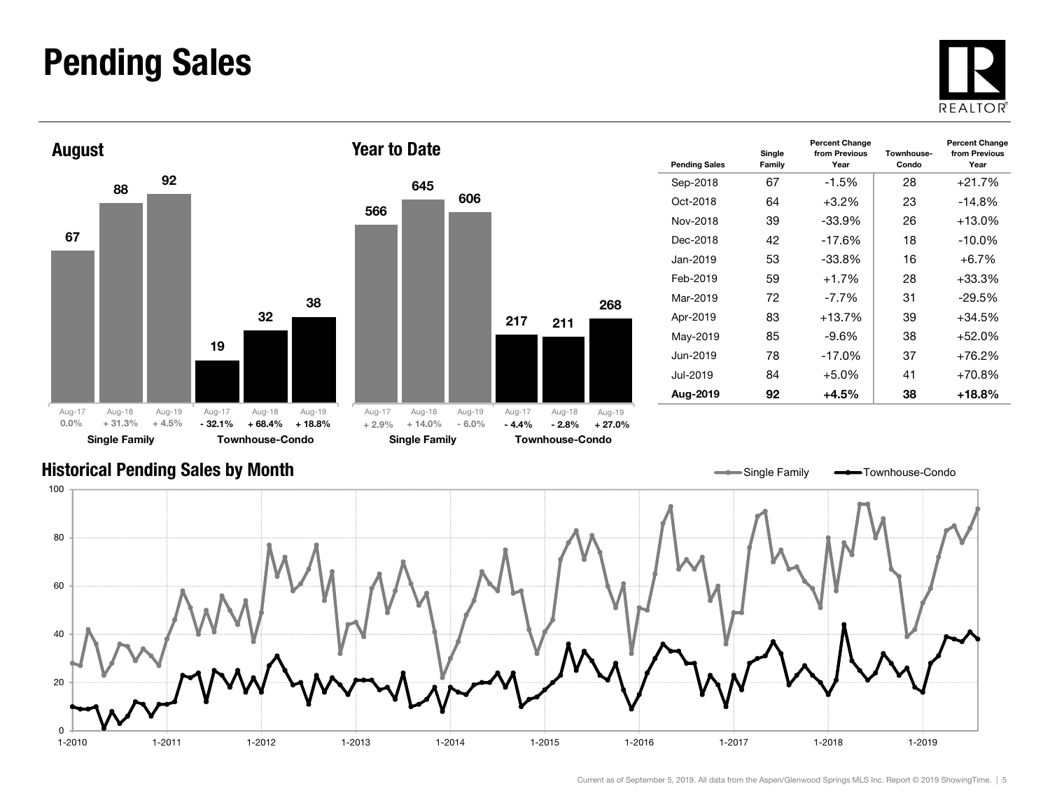# Pending Sales

## August

| | Aug-17 | Aug-18 | Aug-19 |
|---|---|---|---|
| Single Family | 67 | 88 | 92 |
| | 0.0% | + 31.3% | + 4.5% |
| Townhouse-Condo | 19 | 32 | 38 |
| | - 32.1% | + 68.4% | + 18.8% |

## Year to Date

| | Aug-17 | Aug-18 | Aug-19 |
|---|---|---|---|
| Single Family | 566 | 645 | 606 |
| | + 2.9% | + 14.0% | - 6.0% |
| Townhouse-Condo | 217 | 211 | 268 |
| | - 4.4% | - 2.8% | + 27.0% |

| Pending Sales | Single Family | Percent Change from Previous Year | Townhouse-Condo | Percent Change from Previous Year |
|---|---|---|---|---|
| Sep-2018 | 67 | -1.5% | 28 | +21.7% |
| Oct-2018 | 64 | +3.2% | 23 | -14.8% |
| Nov-2018 | 39 | -33.9% | 26 | +13.0% |
| Dec-2018 | 42 | -17.6% | 18 | -10.0% |
| Jan-2019 | 53 | -33.8% | 16 | +6.7% |
| Feb-2019 | 59 | +1.7% | 28 | +33.3% |
| Mar-2019 | 72 | -7.7% | 31 | -29.5% |
| Apr-2019 | 83 | +13.7% | 39 | +34.5% |
| May-2019 | 85 | -9.6% | 38 | +52.0% |
| Jun-2019 | 78 | -17.0% | 37 | +76.2% |
| Jul-2019 | 84 | +5.0% | 41 | +70.8% |
| **Aug-2019** | **92** | **+4.5%** | **38** | **+18.8%** |

## Historical Pending Sales by Month

Single Family — Townhouse-Condo

Current as of September 5, 2019. All data from the Aspen/Glenwood Springs MLS Inc. Report © 2019 ShowingTime.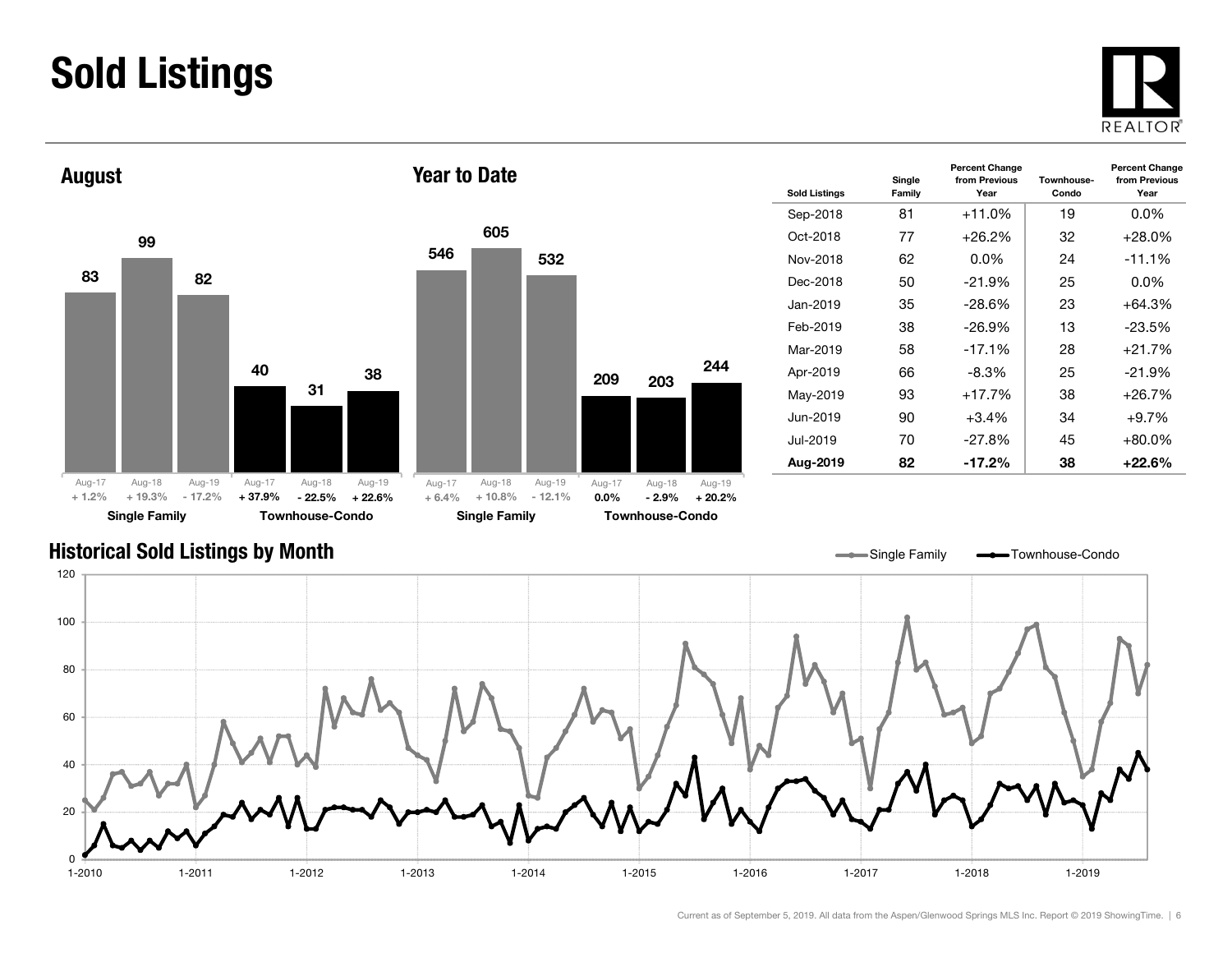# Sold Listings

## August

| | Aug-17 | Aug-18 | Aug-19 |
|---|---|---|---|
| Single Family | 83 | 99 | 82 |
| | + 1.2% | + 19.3% | - 17.2% |
| Townhouse-Condo | 40 | 31 | 38 |
| | + 37.9% | - 22.5% | + 22.6% |

## Year to Date

| | Aug-17 | Aug-18 | Aug-19 |
|---|---|---|---|
| Single Family | 546 | 605 | 532 |
| | + 6.4% | + 10.8% | - 12.1% |
| Townhouse-Condo | 209 | 203 | 244 |
| | 0.0% | - 2.9% | + 20.2% |

| Sold Listings | Single Family | Percent Change from Previous Year | Townhouse-Condo | Percent Change from Previous Year |
|---|---|---|---|---|
| Sep-2018 | 81 | +11.0% | 19 | 0.0% |
| Oct-2018 | 77 | +26.2% | 32 | +28.0% |
| Nov-2018 | 62 | 0.0% | 24 | -11.1% |
| Dec-2018 | 50 | -21.9% | 25 | 0.0% |
| Jan-2019 | 35 | -28.6% | 23 | +64.3% |
| Feb-2019 | 38 | -26.9% | 13 | -23.5% |
| Mar-2019 | 58 | -17.1% | 28 | +21.7% |
| Apr-2019 | 66 | -8.3% | 25 | -21.9% |
| May-2019 | 93 | +17.7% | 38 | +26.7% |
| Jun-2019 | 90 | +3.4% | 34 | +9.7% |
| Jul-2019 | 70 | -27.8% | 45 | +80.0% |
| **Aug-2019** | **82** | **-17.2%** | **38** | **+22.6%** |

## Historical Sold Listings by Month

Current as of September 5, 2019. All data from the Aspen/Glenwood Springs MLS Inc. Report © 2019 ShowingTime.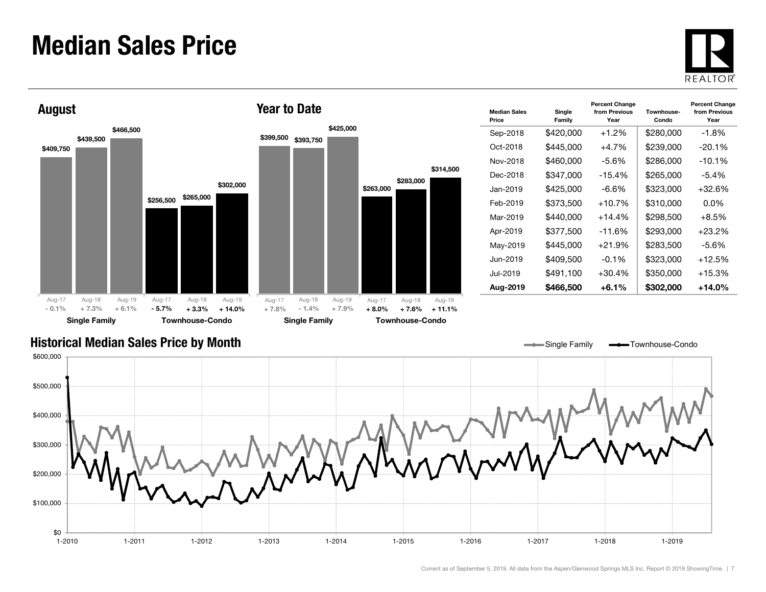# Median Sales Price

## August

| | Aug-17 | Aug-18 | Aug-19 |
|---|---|---|---|
| Single Family | $409,750 | $439,500 | $466,500 |
| | - 0.1% | + 7.3% | + 6.1% |
| Townhouse-Condo | $256,500 | $265,000 | $302,000 |
| | - 5.7% | + 3.3% | + 14.0% |

## Year to Date

| | Aug-17 | Aug-18 | Aug-19 |
|---|---|---|---|
| Single Family | $399,500 | $393,750 | $425,000 |
| | + 7.8% | - 1.4% | + 7.9% |
| Townhouse-Condo | $263,000 | $283,000 | $314,500 |
| | + 8.0% | + 7.6% | + 11.1% |

| Median Sales Price | Single Family | Percent Change from Previous Year | Townhouse-Condo | Percent Change from Previous Year |
|---|---|---|---|---|
| Sep-2018 | $420,000 | +1.2% | $280,000 | -1.8% |
| Oct-2018 | $445,000 | +4.7% | $239,000 | -20.1% |
| Nov-2018 | $460,000 | -5.6% | $286,000 | -10.1% |
| Dec-2018 | $347,000 | -15.4% | $265,000 | -5.4% |
| Jan-2019 | $425,000 | -6.6% | $323,000 | +32.6% |
| Feb-2019 | $373,500 | +10.7% | $310,000 | 0.0% |
| Mar-2019 | $440,000 | +14.4% | $298,500 | +8.5% |
| Apr-2019 | $377,500 | -11.6% | $293,000 | +23.2% |
| May-2019 | $445,000 | +21.9% | $283,500 | -5.6% |
| Jun-2019 | $409,500 | -0.1% | $323,000 | +12.5% |
| Jul-2019 | $491,100 | +30.4% | $350,000 | +15.3% |
| **Aug-2019** | **$466,500** | **+6.1%** | **$302,000** | **+14.0%** |

## Historical Median Sales Price by Month

Single Family — Townhouse-Condo

Current as of September 5, 2019. All data from the Aspen/Glenwood Springs MLS Inc. Report © 2019 ShowingTime.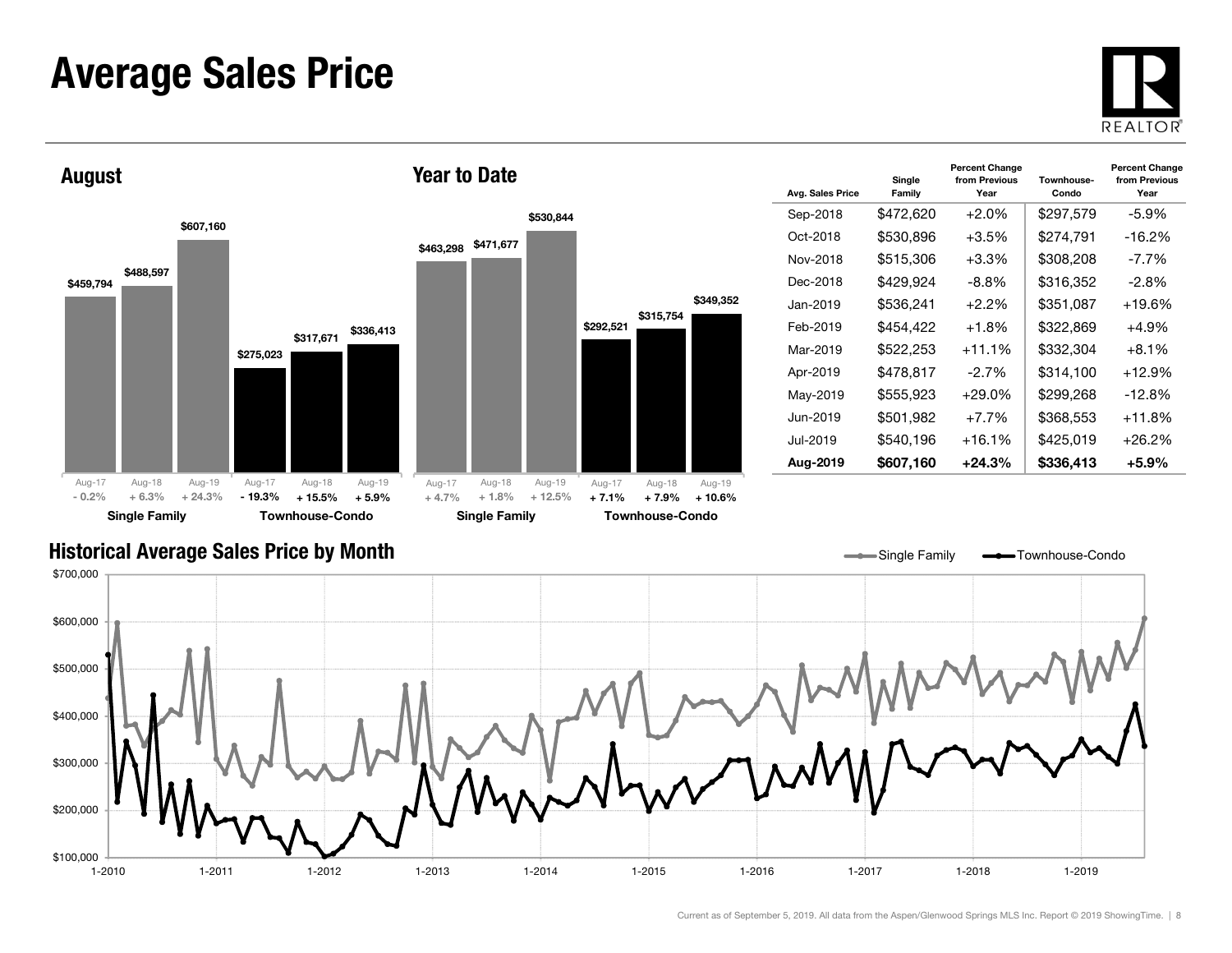# Average Sales Price

## August

| | Aug-17 | Aug-18 | Aug-19 |
|---|---|---|---|
| Single Family | $459,794 | $488,597 | $607,160 |
| Percent Change | - 0.2% | + 6.3% | + 24.3% |
| Townhouse-Condo | $275,023 | $317,671 | $336,413 |
| Percent Change | - 19.3% | + 15.5% | + 5.9% |

## Year to Date

| | Aug-17 | Aug-18 | Aug-19 |
|---|---|---|---|
| Single Family | $463,298 | $471,677 | $530,844 |
| Percent Change | + 4.7% | + 1.8% | + 12.5% |
| Townhouse-Condo | $292,521 | $315,754 | $349,352 |
| Percent Change | + 7.1% | + 7.9% | + 10.6% |

| Avg. Sales Price | Single Family | Percent Change from Previous Year | Townhouse-Condo | Percent Change from Previous Year |
|---|---|---|---|---|
| Sep-2018 | $472,620 | +2.0% | $297,579 | -5.9% |
| Oct-2018 | $530,896 | +3.5% | $274,791 | -16.2% |
| Nov-2018 | $515,306 | +3.3% | $308,208 | -7.7% |
| Dec-2018 | $429,924 | -8.8% | $316,352 | -2.8% |
| Jan-2019 | $536,241 | +2.2% | $351,087 | +19.6% |
| Feb-2019 | $454,422 | +1.8% | $322,869 | +4.9% |
| Mar-2019 | $522,253 | +11.1% | $332,304 | +8.1% |
| Apr-2019 | $478,817 | -2.7% | $314,100 | +12.9% |
| May-2019 | $555,923 | +29.0% | $299,268 | -12.8% |
| Jun-2019 | $501,982 | +7.7% | $368,553 | +11.8% |
| Jul-2019 | $540,196 | +16.1% | $425,019 | +26.2% |
| **Aug-2019** | **$607,160** | **+24.3%** | **$336,413** | **+5.9%** |

## Historical Average Sales Price by Month

Single Family — Townhouse-Condo

Current as of September 5, 2019. All data from the Aspen/Glenwood Springs MLS Inc. Report © 2019 ShowingTime.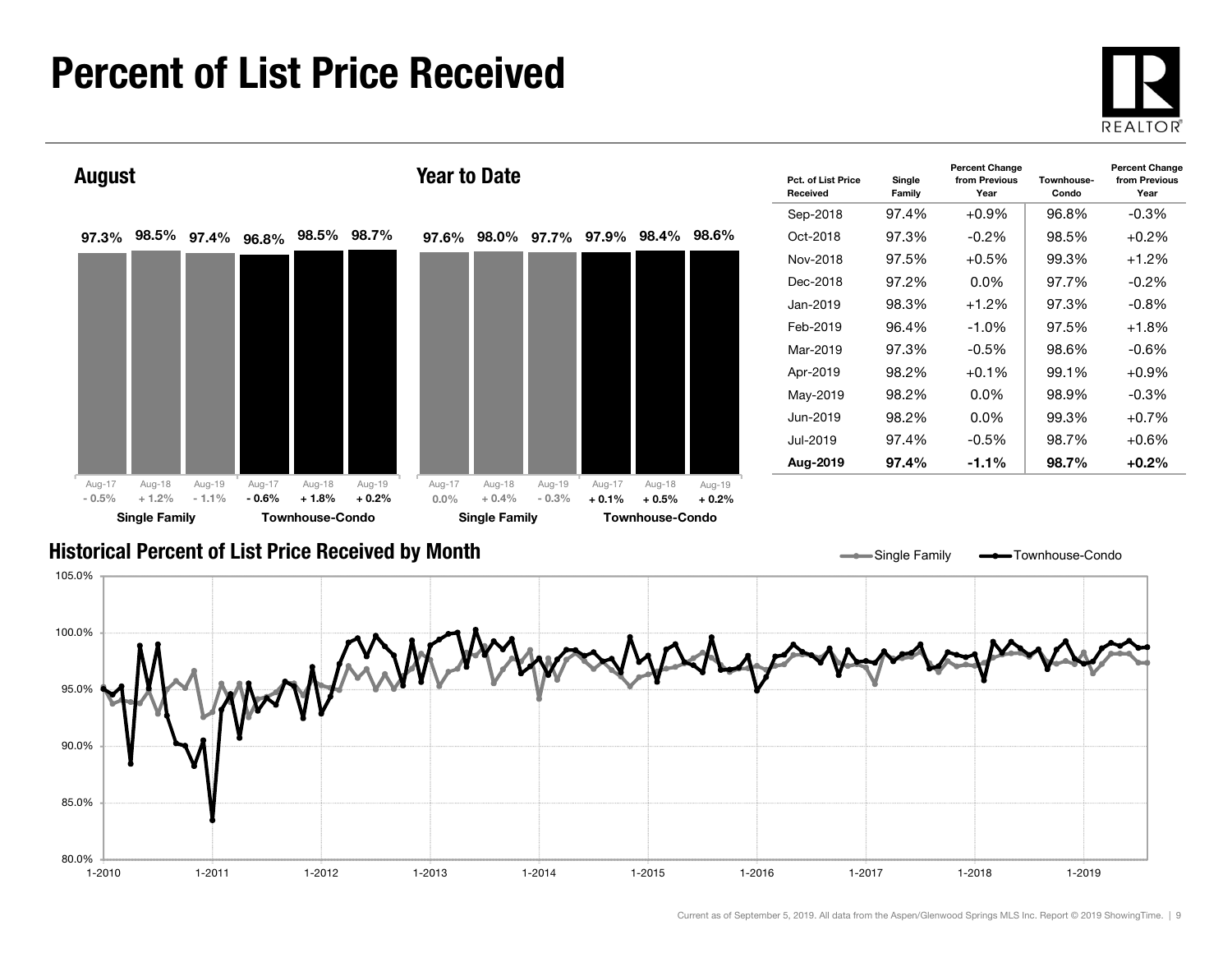# Percent of List Price Received

## August

| | Aug-17 | Aug-18 | Aug-19 |
|---|---|---|---|
| Single Family | 97.3% | 98.5% | 97.4% |
| Change | - 0.5% | + 1.2% | - 1.1% |
| Townhouse-Condo | 96.8% | 98.5% | 98.7% |
| Change | - 0.6% | + 1.8% | + 0.2% |

## Year to Date

| | Aug-17 | Aug-18 | Aug-19 |
|---|---|---|---|
| Single Family | 97.6% | 98.0% | 97.7% |
| Change | 0.0% | + 0.4% | - 0.3% |
| Townhouse-Condo | 97.9% | 98.4% | 98.6% |
| Change | + 0.1% | + 0.5% | + 0.2% |

| Pct. of List Price Received | Single Family | Percent Change from Previous Year | Townhouse-Condo | Percent Change from Previous Year |
|---|---|---|---|---|
| Sep-2018 | 97.4% | +0.9% | 96.8% | -0.3% |
| Oct-2018 | 97.3% | -0.2% | 98.5% | +0.2% |
| Nov-2018 | 97.5% | +0.5% | 99.3% | +1.2% |
| Dec-2018 | 97.2% | 0.0% | 97.7% | -0.2% |
| Jan-2019 | 98.3% | +1.2% | 97.3% | -0.8% |
| Feb-2019 | 96.4% | -1.0% | 97.5% | +1.8% |
| Mar-2019 | 97.3% | -0.5% | 98.6% | -0.6% |
| Apr-2019 | 98.2% | +0.1% | 99.1% | +0.9% |
| May-2019 | 98.2% | 0.0% | 98.9% | -0.3% |
| Jun-2019 | 98.2% | 0.0% | 99.3% | +0.7% |
| Jul-2019 | 97.4% | -0.5% | 98.7% | +0.6% |
| **Aug-2019** | **97.4%** | **-1.1%** | **98.7%** | **+0.2%** |

## Historical Percent of List Price Received by Month

Single Family — Townhouse-Condo

Current as of September 5, 2019. All data from the Aspen/Glenwood Springs MLS Inc. Report © 2019 ShowingTime.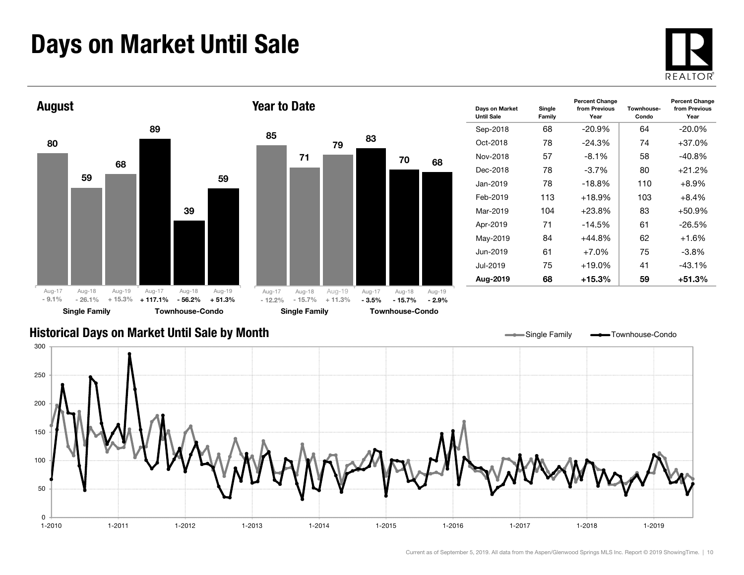# Days on Market Until Sale

## August

| | Aug-17 | Aug-18 | Aug-19 |
|---|---|---|---|
| Single Family | 80 | 59 | 68 |
| Percent Change | - 9.1% | - 26.1% | + 15.3% |
| Townhouse-Condo | 89 | 39 | 59 |
| Percent Change | + 117.1% | - 56.2% | + 51.3% |

## Year to Date

| | Aug-17 | Aug-18 | Aug-19 |
|---|---|---|---|
| Single Family | 85 | 71 | 79 |
| Percent Change | - 12.2% | - 15.7% | + 11.3% |
| Townhouse-Condo | 83 | 70 | 68 |
| Percent Change | - 3.5% | - 15.7% | - 2.9% |

| Days on Market Until Sale | Single Family | Percent Change from Previous Year | Townhouse-Condo | Percent Change from Previous Year |
|---|---|---|---|---|
| Sep-2018 | 68 | -20.9% | 64 | -20.0% |
| Oct-2018 | 78 | -24.3% | 74 | +37.0% |
| Nov-2018 | 57 | -8.1% | 58 | -40.8% |
| Dec-2018 | 78 | -3.7% | 80 | +21.2% |
| Jan-2019 | 78 | -18.8% | 110 | +8.9% |
| Feb-2019 | 113 | +18.9% | 103 | +8.4% |
| Mar-2019 | 104 | +23.8% | 83 | +50.9% |
| Apr-2019 | 71 | -14.5% | 61 | -26.5% |
| May-2019 | 84 | +44.8% | 62 | +1.6% |
| Jun-2019 | 61 | +7.0% | 75 | -3.8% |
| Jul-2019 | 75 | +19.0% | 41 | -43.1% |
| **Aug-2019** | **68** | **+15.3%** | **59** | **+51.3%** |

## Historical Days on Market Until Sale by Month

Single Family — Townhouse-Condo

Current as of September 5, 2019. All data from the Aspen/Glenwood Springs MLS Inc. Report © 2019 ShowingTime.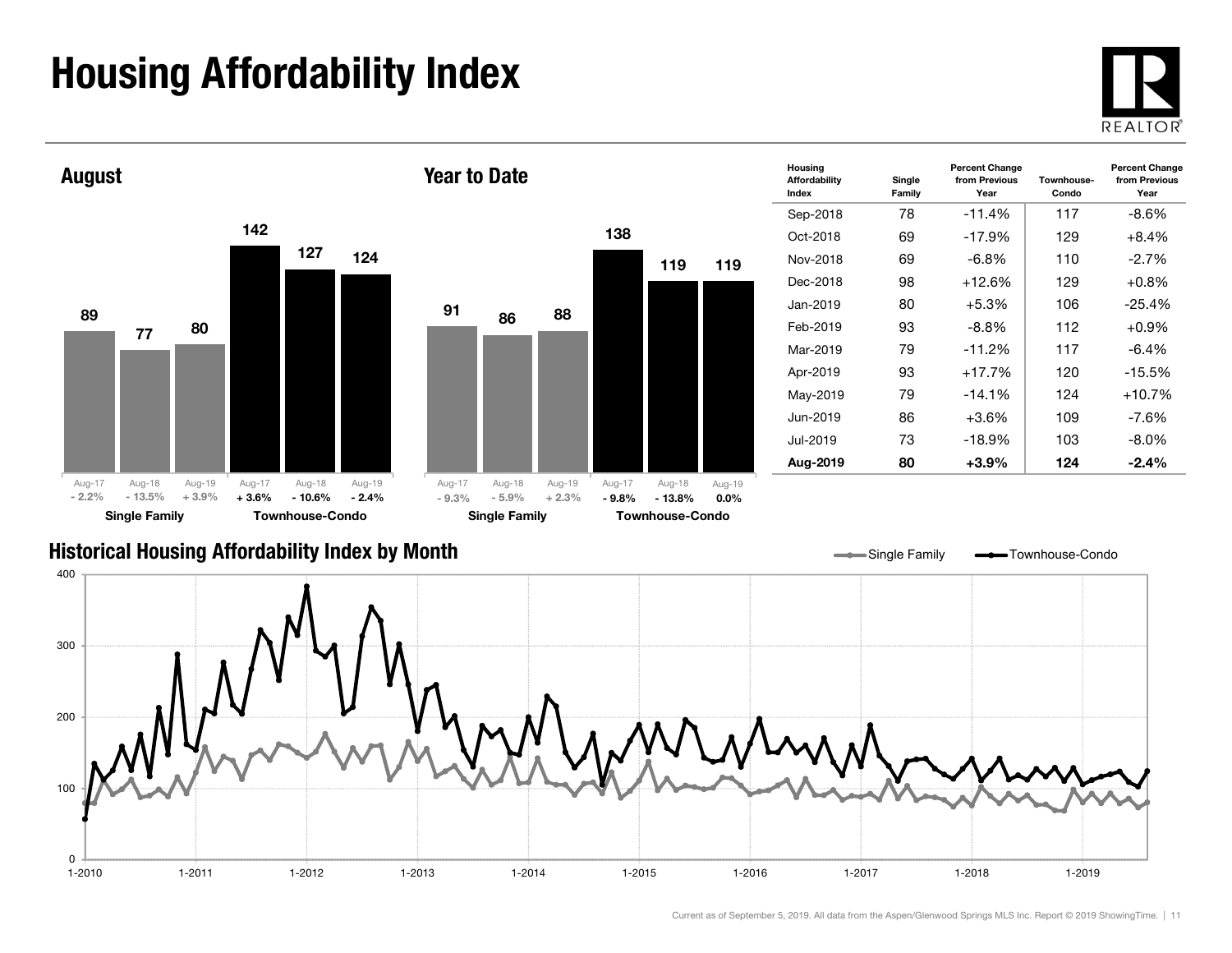# Housing Affordability Index

## August

| | Aug-17 | Aug-18 | Aug-19 |
|---|---|---|---|
| Single Family | 89 | 77 | 80 |
| | - 2.2% | - 13.5% | + 3.9% |
| Townhouse-Condo | 142 | 127 | 124 |
| | + 3.6% | - 10.6% | - 2.4% |

## Year to Date

| | Aug-17 | Aug-18 | Aug-19 |
|---|---|---|---|
| Single Family | 91 | 86 | 88 |
| | - 9.3% | - 5.9% | + 2.3% |
| Townhouse-Condo | 138 | 119 | 119 |
| | - 9.8% | - 13.8% | 0.0% |

| Housing Affordability Index | Single Family | Percent Change from Previous Year | Townhouse-Condo | Percent Change from Previous Year |
|---|---|---|---|---|
| Sep-2018 | 78 | -11.4% | 117 | -8.6% |
| Oct-2018 | 69 | -17.9% | 129 | +8.4% |
| Nov-2018 | 69 | -6.8% | 110 | -2.7% |
| Dec-2018 | 98 | +12.6% | 129 | +0.8% |
| Jan-2019 | 80 | +5.3% | 106 | -25.4% |
| Feb-2019 | 93 | -8.8% | 112 | +0.9% |
| Mar-2019 | 79 | -11.2% | 117 | -6.4% |
| Apr-2019 | 93 | +17.7% | 120 | -15.5% |
| May-2019 | 79 | -14.1% | 124 | +10.7% |
| Jun-2019 | 86 | +3.6% | 109 | -7.6% |
| Jul-2019 | 73 | -18.9% | 103 | -8.0% |
| **Aug-2019** | **80** | **+3.9%** | **124** | **-2.4%** |

## Historical Housing Affordability Index by Month

Single Family — Townhouse-Condo

Current as of September 5, 2019. All data from the Aspen/Glenwood Springs MLS Inc. Report © 2019 ShowingTime.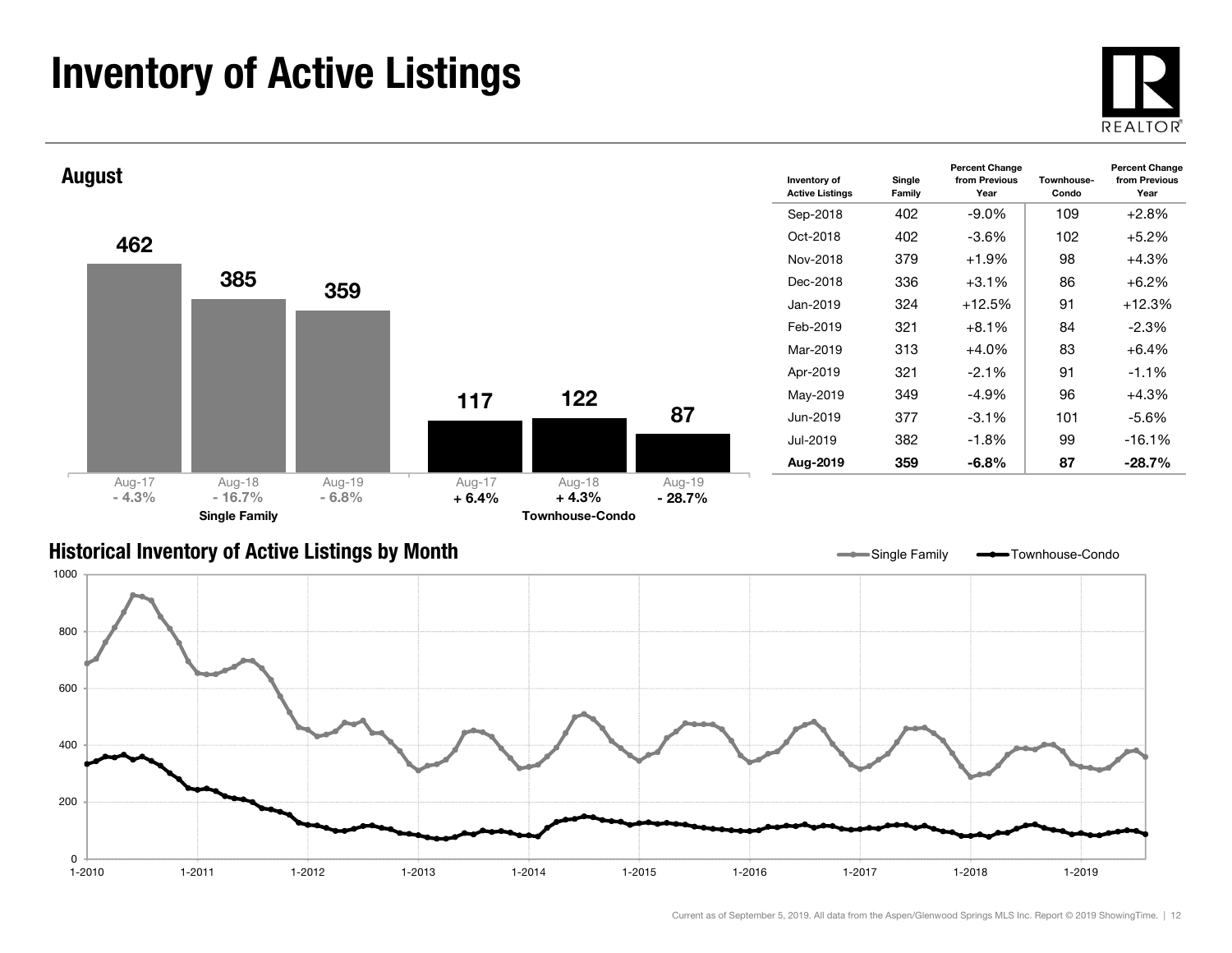# Inventory of Active Listings

## August

| | Aug-17 | Aug-18 | Aug-19 |
|---|---|---|---|
| Single Family | 462 | 385 | 359 |
| Percent Change | - 4.3% | - 16.7% | - 6.8% |
| Townhouse-Condo | 117 | 122 | 87 |
| Percent Change | + 6.4% | + 4.3% | - 28.7% |

| Inventory of Active Listings | Single Family | Percent Change from Previous Year | Townhouse-Condo | Percent Change from Previous Year |
|---|---|---|---|---|
| Sep-2018 | 402 | -9.0% | 109 | +2.8% |
| Oct-2018 | 402 | -3.6% | 102 | +5.2% |
| Nov-2018 | 379 | +1.9% | 98 | +4.3% |
| Dec-2018 | 336 | +3.1% | 86 | +6.2% |
| Jan-2019 | 324 | +12.5% | 91 | +12.3% |
| Feb-2019 | 321 | +8.1% | 84 | -2.3% |
| Mar-2019 | 313 | +4.0% | 83 | +6.4% |
| Apr-2019 | 321 | -2.1% | 91 | -1.1% |
| May-2019 | 349 | -4.9% | 96 | +4.3% |
| Jun-2019 | 377 | -3.1% | 101 | -5.6% |
| Jul-2019 | 382 | -1.8% | 99 | -16.1% |
| **Aug-2019** | **359** | **-6.8%** | **87** | **-28.7%** |

## Historical Inventory of Active Listings by Month

Current as of September 5, 2019. All data from the Aspen/Glenwood Springs MLS Inc. Report © 2019 ShowingTime.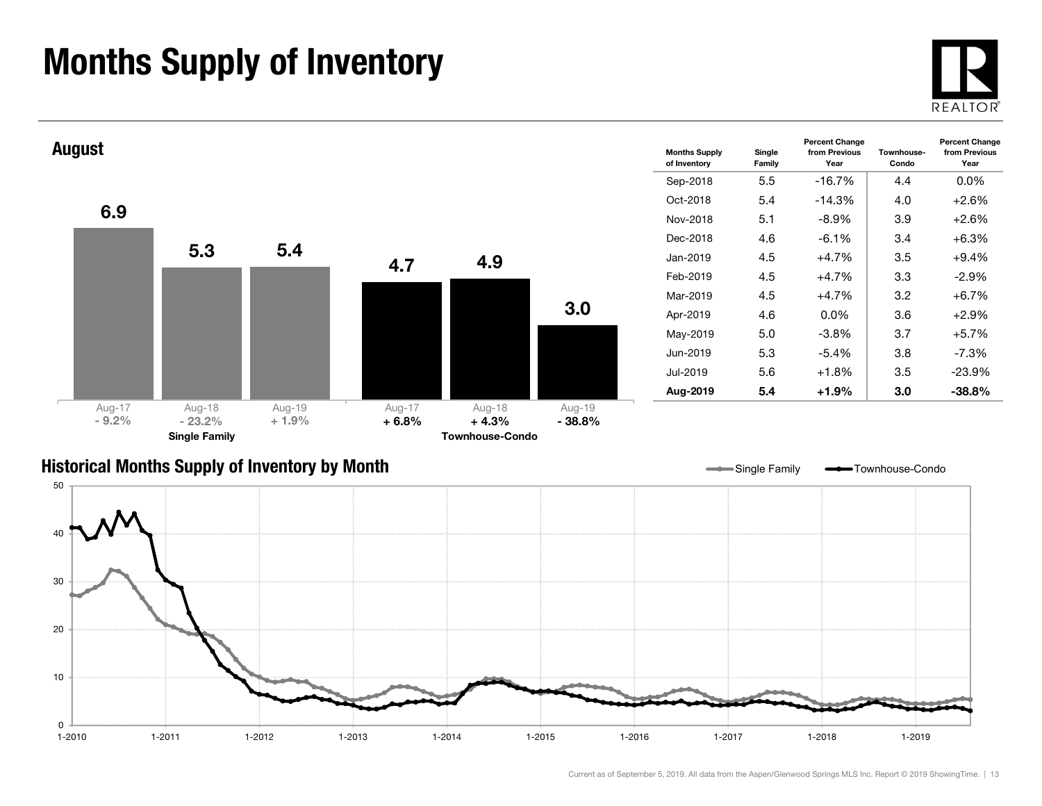# Months Supply of Inventory

## August

| | Aug-17 | Aug-18 | Aug-19 |
|---|---|---|---|
| Single Family | 6.9 | 5.3 | 5.4 |
| Percent Change | - 9.2% | - 23.2% | + 1.9% |
| Townhouse-Condo | 4.7 | 4.9 | 3.0 |
| Percent Change | + 6.8% | + 4.3% | - 38.8% |

| Months Supply of Inventory | Single Family | Percent Change from Previous Year | Townhouse-Condo | Percent Change from Previous Year |
|---|---|---|---|---|
| Sep-2018 | 5.5 | -16.7% | 4.4 | 0.0% |
| Oct-2018 | 5.4 | -14.3% | 4.0 | +2.6% |
| Nov-2018 | 5.1 | -8.9% | 3.9 | +2.6% |
| Dec-2018 | 4.6 | -6.1% | 3.4 | +6.3% |
| Jan-2019 | 4.5 | +4.7% | 3.5 | +9.4% |
| Feb-2019 | 4.5 | +4.7% | 3.3 | -2.9% |
| Mar-2019 | 4.5 | +4.7% | 3.2 | +6.7% |
| Apr-2019 | 4.6 | 0.0% | 3.6 | +2.9% |
| May-2019 | 5.0 | -3.8% | 3.7 | +5.7% |
| Jun-2019 | 5.3 | -5.4% | 3.8 | -7.3% |
| Jul-2019 | 5.6 | +1.8% | 3.5 | -23.9% |
| **Aug-2019** | **5.4** | **+1.9%** | **3.0** | **-38.8%** |

## Historical Months Supply of Inventory by Month

Single Family — Townhouse-Condo

Current as of September 5, 2019. All data from the Aspen/Glenwood Springs MLS Inc. Report © 2019 ShowingTime.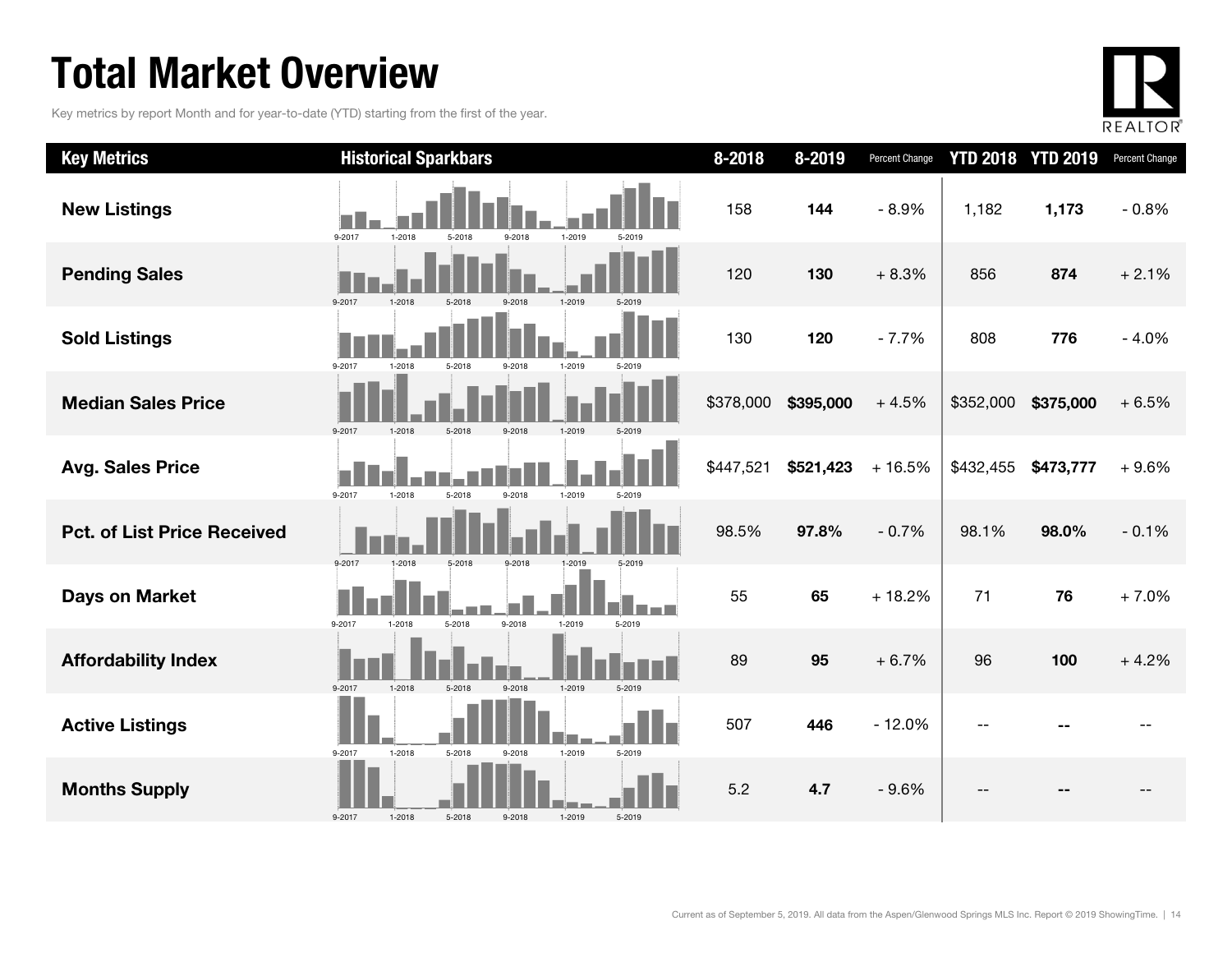# Total Market Overview

Key metrics by report Month and for year-to-date (YTD) starting from the first of the year.

| Key Metrics | Historical Sparkbars | 8-2018 | 8-2019 | Percent Change | YTD 2018 | YTD 2019 | Percent Change |
|---|---|---|---|---|---|---|---|
| New Listings | 9-2017 1-2018 5-2018 9-2018 1-2019 5-2019 | 158 | **144** | - 8.9% | 1,182 | **1,173** | - 0.8% |
| Pending Sales | 9-2017 1-2018 5-2018 9-2018 1-2019 5-2019 | 120 | **130** | + 8.3% | 856 | **874** | + 2.1% |
| Sold Listings | 9-2017 1-2018 5-2018 9-2018 1-2019 5-2019 | 130 | **120** | - 7.7% | 808 | **776** | - 4.0% |
| Median Sales Price | 9-2017 1-2018 5-2018 9-2018 1-2019 5-2019 | $378,000 | **$395,000** | + 4.5% | $352,000 | **$375,000** | + 6.5% |
| Avg. Sales Price | 9-2017 1-2018 5-2018 9-2018 1-2019 5-2019 | $447,521 | **$521,423** | + 16.5% | $432,455 | **$473,777** | + 9.6% |
| Pct. of List Price Received | 9-2017 1-2018 5-2018 9-2018 1-2019 5-2019 | 98.5% | **97.8%** | - 0.7% | 98.1% | **98.0%** | - 0.1% |
| Days on Market | 9-2017 1-2018 5-2018 9-2018 1-2019 5-2019 | 55 | **65** | + 18.2% | 71 | **76** | + 7.0% |
| Affordability Index | 9-2017 1-2018 5-2018 9-2018 1-2019 5-2019 | 89 | **95** | + 6.7% | 96 | **100** | + 4.2% |
| Active Listings | 9-2017 1-2018 5-2018 9-2018 1-2019 5-2019 | 507 | **446** | - 12.0% | -- | **--** | -- |
| Months Supply | 9-2017 1-2018 5-2018 9-2018 1-2019 5-2019 | 5.2 | **4.7** | - 9.6% | -- | **--** | -- |

Current as of September 5, 2019. All data from the Aspen/Glenwood Springs MLS Inc. Report © 2019 ShowingTime.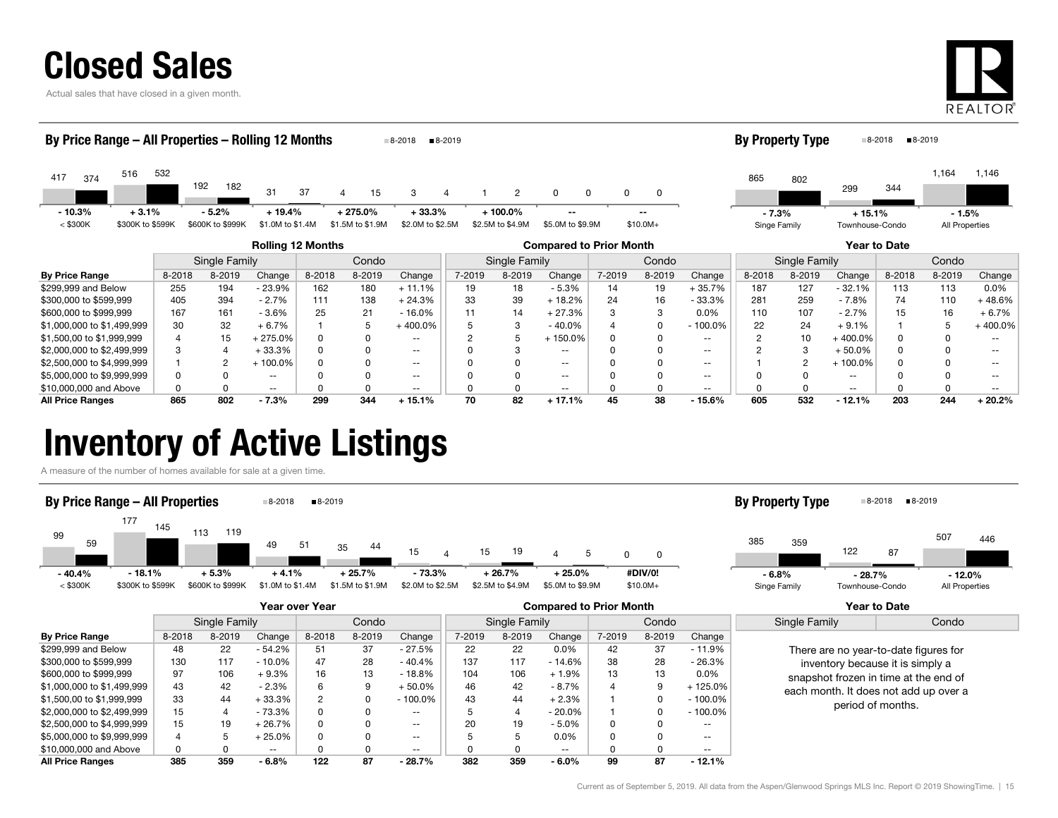# Closed Sales

Actual sales that have closed in a given month.

## By Price Range – All Properties – Rolling 12 Months

| | < $300K | $300K to $599K | $600K to $999K | $1.0M to $1.4M | $1.5M to $1.9M | $2.0M to $2.5M | $2.5M to $4.9M | $5.0M to $9.9M | $10.0M+ |
|---|---|---|---|---|---|---|---|---|---|
| 8-2018 | 417 | 516 | 192 | 31 | 4 | 3 | 1 | 0 | 0 |
| 8-2019 | 374 | 532 | 182 | 37 | 15 | 4 | 2 | 0 | 0 |
| Change | - 10.3% | + 3.1% | - 5.2% | + 19.4% | + 275.0% | + 33.3% | + 100.0% | -- | -- |

## By Property Type

| | Singe Family | Townhouse-Condo | All Properties |
|---|---|---|---|
| 8-2018 | 865 | 299 | 1,164 |
| 8-2019 | 802 | 344 | 1,146 |
| Change | - 7.3% | + 15.1% | - 1.5% |

| | Rolling 12 Months | | | | | | Compared to Prior Month | | | | | | Year to Date | | | | | |
|---|---|---|---|---|---|---|---|---|---|---|---|---|---|---|---|---|---|---|
| | Single Family | | | Condo | | | Single Family | | | Condo | | | Single Family | | | Condo | | |
| By Price Range | 8-2018 | 8-2019 | Change | 8-2018 | 8-2019 | Change | 7-2019 | 8-2019 | Change | 7-2019 | 8-2019 | Change | 8-2018 | 8-2019 | Change | 8-2018 | 8-2019 | Change |
| $299,999 and Below | 255 | 194 | - 23.9% | 162 | 180 | + 11.1% | 19 | 18 | - 5.3% | 14 | 19 | + 35.7% | 187 | 127 | - 32.1% | 113 | 113 | 0.0% |
| $300,000 to $599,999 | 405 | 394 | - 2.7% | 111 | 138 | + 24.3% | 33 | 39 | + 18.2% | 24 | 16 | - 33.3% | 281 | 259 | - 7.8% | 74 | 110 | + 48.6% |
| $600,000 to $999,999 | 167 | 161 | - 3.6% | 25 | 21 | - 16.0% | 11 | 14 | + 27.3% | 3 | 3 | 0.0% | 110 | 107 | - 2.7% | 15 | 16 | + 6.7% |
| $1,000,000 to $1,499,999 | 30 | 32 | + 6.7% | 1 | 5 | + 400.0% | 5 | 3 | - 40.0% | 4 | 0 | - 100.0% | 22 | 24 | + 9.1% | 1 | 5 | + 400.0% |
| $1,500,00 to $1,999,999 | 4 | 15 | + 275.0% | 0 | 0 | -- | 2 | 5 | + 150.0% | 0 | 0 | -- | 2 | 10 | + 400.0% | 0 | 0 | -- |
| $2,000,000 to $2,499,999 | 3 | 4 | + 33.3% | 0 | 0 | -- | 0 | 3 | -- | 0 | 0 | -- | 2 | 3 | + 50.0% | 0 | 0 | -- |
| $2,500,000 to $4,999,999 | 1 | 2 | + 100.0% | 0 | 0 | -- | 0 | 0 | -- | 0 | 0 | -- | 1 | 2 | + 100.0% | 0 | 0 | -- |
| $5,000,000 to $9,999,999 | 0 | 0 | -- | 0 | 0 | -- | 0 | 0 | -- | 0 | 0 | -- | 0 | 0 | -- | 0 | 0 | -- |
| $10,000,000 and Above | 0 | 0 | -- | 0 | 0 | -- | 0 | 0 | -- | 0 | 0 | -- | 0 | 0 | -- | 0 | 0 | -- |
| **All Price Ranges** | **865** | **802** | **- 7.3%** | **299** | **344** | **+ 15.1%** | **70** | **82** | **+ 17.1%** | **45** | **38** | **- 15.6%** | **605** | **532** | **- 12.1%** | **203** | **244** | **+ 20.2%** |

# Inventory of Active Listings

A measure of the number of homes available for sale at a given time.

## By Price Range – All Properties

| | < $300K | $300K to $599K | $600K to $999K | $1.0M to $1.4M | $1.5M to $1.9M | $2.0M to $2.5M | $2.5M to $4.9M | $5.0M to $9.9M | $10.0M+ |
|---|---|---|---|---|---|---|---|---|---|
| 8-2018 | 99 | 177 | 113 | 49 | 35 | 15 | 15 | 4 | 0 |
| 8-2019 | 59 | 145 | 119 | 51 | 44 | 4 | 19 | 5 | 0 |
| Change | - 40.4% | - 18.1% | + 5.3% | + 4.1% | + 25.7% | - 73.3% | + 26.7% | + 25.0% | #DIV/0! |

## By Property Type

| | Singe Family | Townhouse-Condo | All Properties |
|---|---|---|---|
| 8-2018 | 385 | 122 | 507 |
| 8-2019 | 359 | 87 | 446 |
| Change | - 6.8% | - 28.7% | - 12.0% |

| | Year over Year | | | | | | Compared to Prior Month | | | | | |
|---|---|---|---|---|---|---|---|---|---|---|---|---|
| | Single Family | | | Condo | | | Single Family | | | Condo | | |
| By Price Range | 8-2018 | 8-2019 | Change | 8-2018 | 8-2019 | Change | 7-2019 | 8-2019 | Change | 7-2019 | 8-2019 | Change |
| $299,999 and Below | 48 | 22 | - 54.2% | 51 | 37 | - 27.5% | 22 | 22 | 0.0% | 42 | 37 | - 11.9% |
| $300,000 to $599,999 | 130 | 117 | - 10.0% | 47 | 28 | - 40.4% | 137 | 117 | - 14.6% | 38 | 28 | - 26.3% |
| $600,000 to $999,999 | 97 | 106 | + 9.3% | 16 | 13 | - 18.8% | 104 | 106 | + 1.9% | 13 | 13 | 0.0% |
| $1,000,000 to $1,499,999 | 43 | 42 | - 2.3% | 6 | 9 | + 50.0% | 46 | 42 | - 8.7% | 4 | 9 | + 125.0% |
| $1,500,000 to $1,999,999 | 33 | 44 | + 33.3% | 2 | 0 | - 100.0% | 43 | 44 | + 2.3% | 1 | 0 | - 100.0% |
| $2,000,000 to $2,499,999 | 15 | 4 | - 73.3% | 0 | 0 | -- | 5 | 4 | - 20.0% | 1 | 0 | - 100.0% |
| $2,500,000 to $4,999,999 | 15 | 19 | + 26.7% | 0 | 0 | -- | 20 | 19 | - 5.0% | 0 | 0 | -- |
| $5,000,000 to $9,999,999 | 4 | 5 | + 25.0% | 0 | 0 | -- | 5 | 5 | 0.0% | 0 | 0 | -- |
| $10,000,000 and Above | 0 | 0 | -- | 0 | 0 | -- | 0 | 0 | -- | 0 | 0 | -- |
| **All Price Ranges** | **385** | **359** | **- 6.8%** | **122** | **87** | **- 28.7%** | **382** | **359** | **- 6.0%** | **99** | **87** | **- 12.1%** |

**Year to Date**

| Single Family | Condo |
|---|---|

There are no year-to-date figures for inventory because it is simply a snapshot frozen in time at the end of each month. It does not add up over a period of months.

Current as of September 5, 2019. All data from the Aspen/Glenwood Springs MLS Inc. Report © 2019 ShowingTime.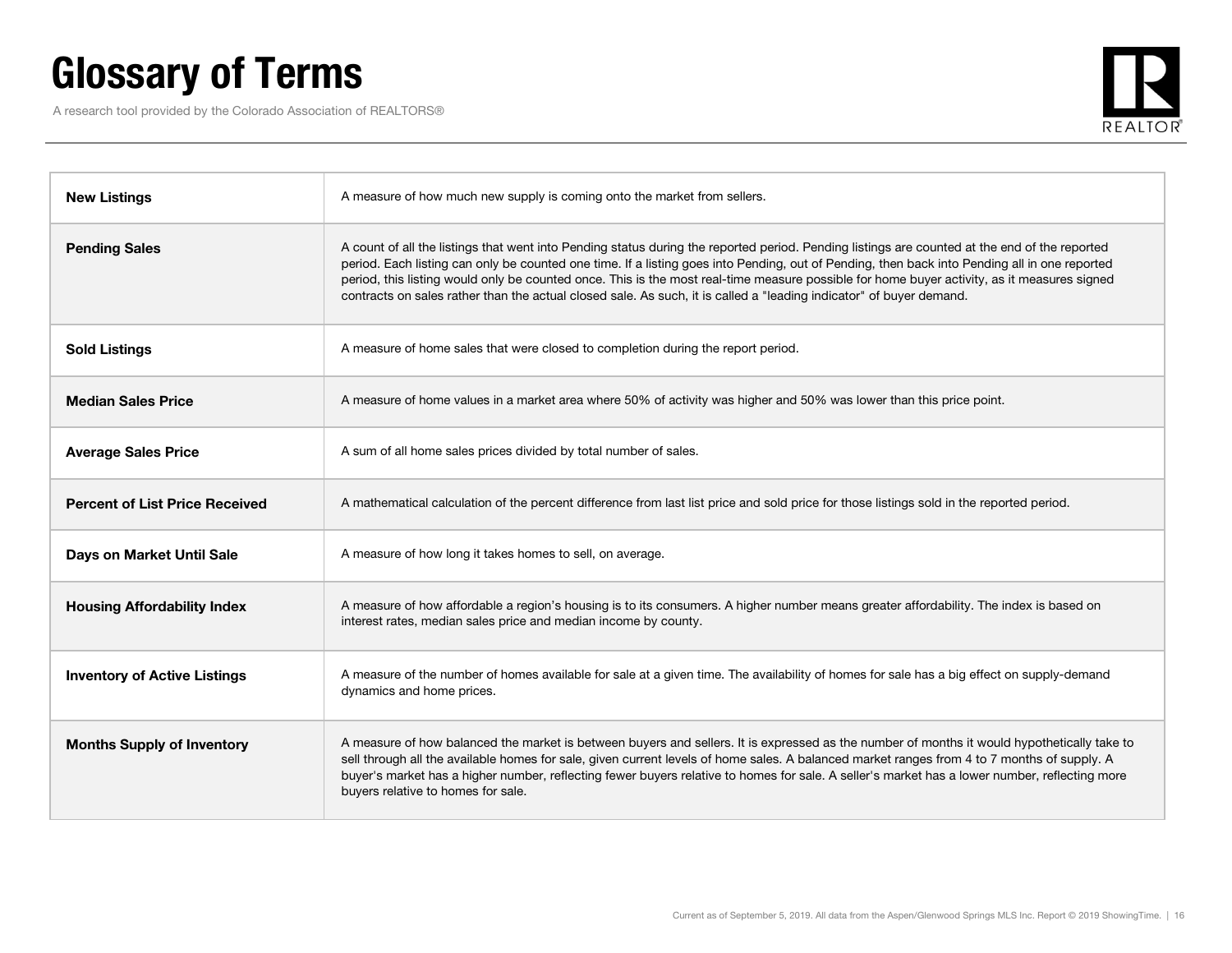# Glossary of Terms

A research tool provided by the Colorado Association of REALTORS®

| | |
|---|---|
| **New Listings** | A measure of how much new supply is coming onto the market from sellers. |
| **Pending Sales** | A count of all the listings that went into Pending status during the reported period. Pending listings are counted at the end of the reported period. Each listing can only be counted one time. If a listing goes into Pending, out of Pending, then back into Pending all in one reported period, this listing would only be counted once. This is the most real-time measure possible for home buyer activity, as it measures signed contracts on sales rather than the actual closed sale. As such, it is called a "leading indicator" of buyer demand. |
| **Sold Listings** | A measure of home sales that were closed to completion during the report period. |
| **Median Sales Price** | A measure of home values in a market area where 50% of activity was higher and 50% was lower than this price point. |
| **Average Sales Price** | A sum of all home sales prices divided by total number of sales. |
| **Percent of List Price Received** | A mathematical calculation of the percent difference from last list price and sold price for those listings sold in the reported period. |
| **Days on Market Until Sale** | A measure of how long it takes homes to sell, on average. |
| **Housing Affordability Index** | A measure of how affordable a region's housing is to its consumers. A higher number means greater affordability. The index is based on interest rates, median sales price and median income by county. |
| **Inventory of Active Listings** | A measure of the number of homes available for sale at a given time. The availability of homes for sale has a big effect on supply-demand dynamics and home prices. |
| **Months Supply of Inventory** | A measure of how balanced the market is between buyers and sellers. It is expressed as the number of months it would hypothetically take to sell through all the available homes for sale, given current levels of home sales. A balanced market ranges from 4 to 7 months of supply. A buyer's market has a higher number, reflecting fewer buyers relative to homes for sale. A seller's market has a lower number, reflecting more buyers relative to homes for sale. |

Current as of September 5, 2019. All data from the Aspen/Glenwood Springs MLS Inc. Report © 2019 ShowingTime.